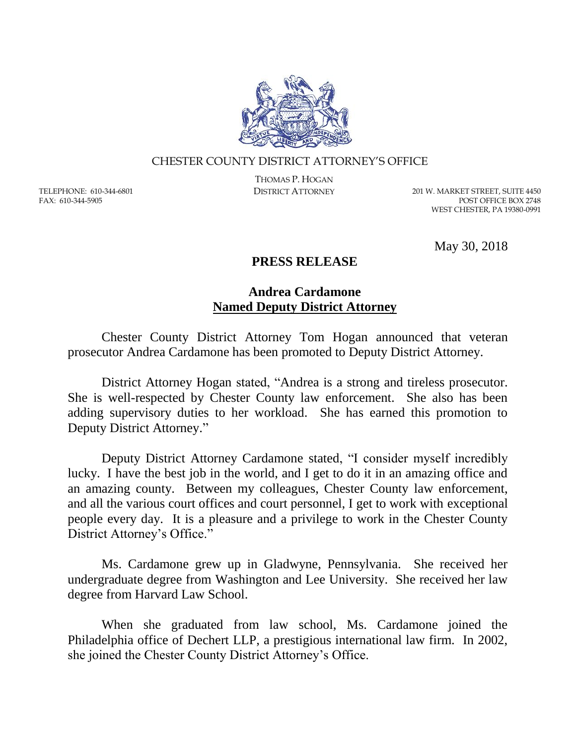CHESTER COUNTY DISTRICT ATTORNEY'S OFFICE

THOMAS P. HOGAN
DISTRICT ATTORNEY

TELEPHONE: 610-344-6801
FAX: 610-344-5905

201 W. MARKET STREET, SUITE 4450
POST OFFICE BOX 2748
WEST CHESTER, PA 19380-0991

May 30, 2018

**PRESS RELEASE**

## Andrea Cardamone Named Deputy District Attorney

Chester County District Attorney Tom Hogan announced that veteran prosecutor Andrea Cardamone has been promoted to Deputy District Attorney.

District Attorney Hogan stated, "Andrea is a strong and tireless prosecutor. She is well-respected by Chester County law enforcement. She also has been adding supervisory duties to her workload. She has earned this promotion to Deputy District Attorney."

Deputy District Attorney Cardamone stated, "I consider myself incredibly lucky. I have the best job in the world, and I get to do it in an amazing office and an amazing county. Between my colleagues, Chester County law enforcement, and all the various court offices and court personnel, I get to work with exceptional people every day. It is a pleasure and a privilege to work in the Chester County District Attorney's Office."

Ms. Cardamone grew up in Gladwyne, Pennsylvania. She received her undergraduate degree from Washington and Lee University. She received her law degree from Harvard Law School.

When she graduated from law school, Ms. Cardamone joined the Philadelphia office of Dechert LLP, a prestigious international law firm. In 2002, she joined the Chester County District Attorney's Office.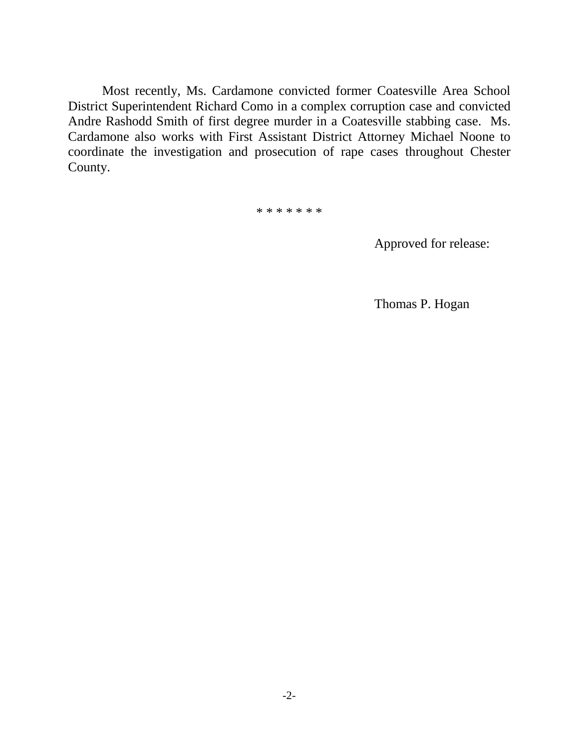Most recently, Ms. Cardamone convicted former Coatesville Area School District Superintendent Richard Como in a complex corruption case and convicted Andre Rashodd Smith of first degree murder in a Coatesville stabbing case. Ms. Cardamone also works with First Assistant District Attorney Michael Noone to coordinate the investigation and prosecution of rape cases throughout Chester County.

* * * * * * *

Approved for release:

Thomas P. Hogan